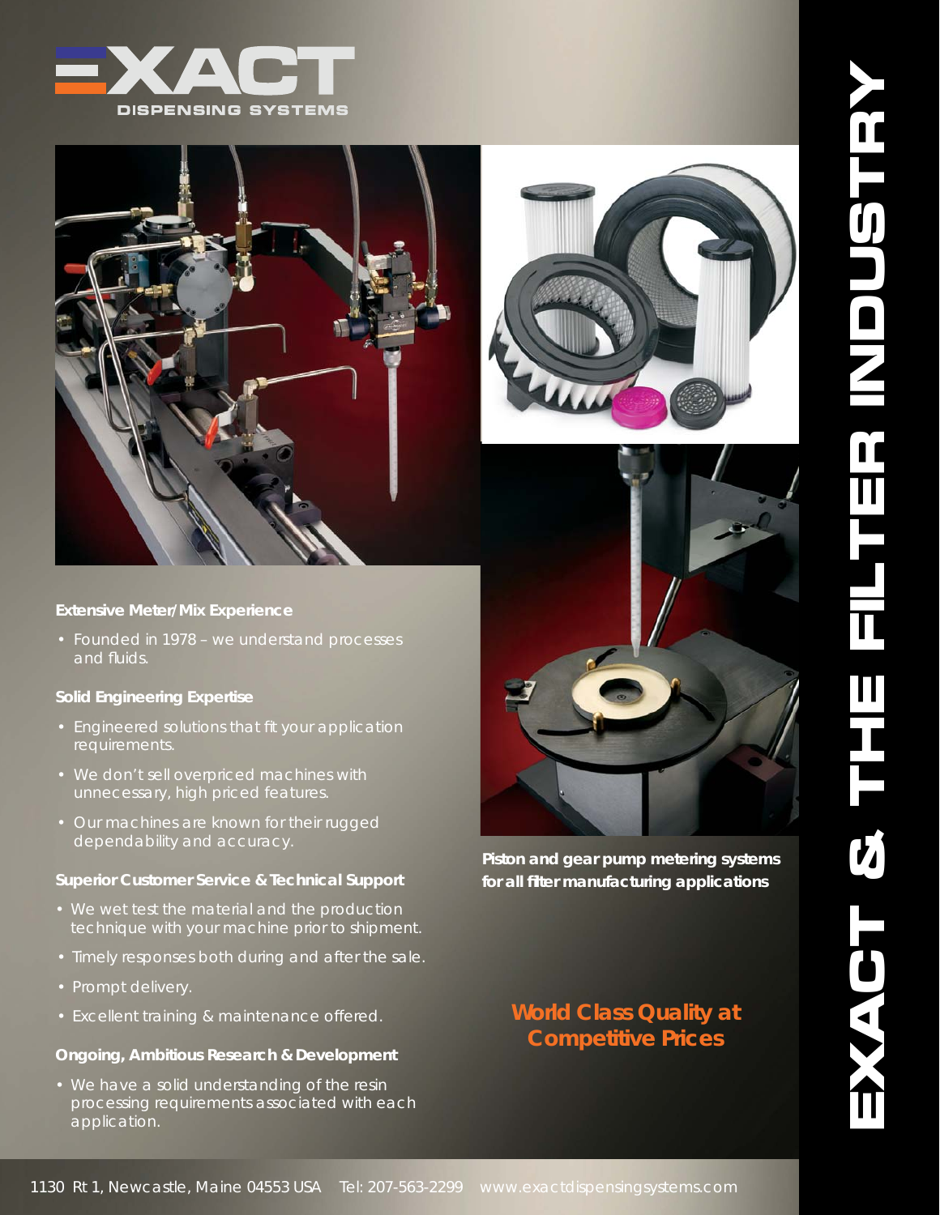# EXACT DISPENSING SYSTEMS

# EXACT & THE FILTER INDUSTRY

### Extensive Meter/Mix Experience

- Founded in 1978 – we understand processes and fluids.

### Solid Engineering Expertise

- Engineered solutions that fit your application requirements.
- We don't sell overpriced machines with unnecessary, high priced features.
- Our machines are known for their rugged dependability and accuracy.

### Superior Customer Service & Technical Support

- We wet test the material and the production technique with your machine prior to shipment.
- Timely responses both during and after the sale.
- Prompt delivery.
- Excellent training & maintenance offered.

### Ongoing, Ambitious Research & Development

- We have a solid understanding of the resin processing requirements associated with each application.

**Piston and gear pump metering systems for all filter manufacturing applications**

**World Class Quality at Competitive Prices**

1130 Rt 1, Newcastle, Maine 04553 USA Tel: 207-563-2299 www.exactdispensingsystems.com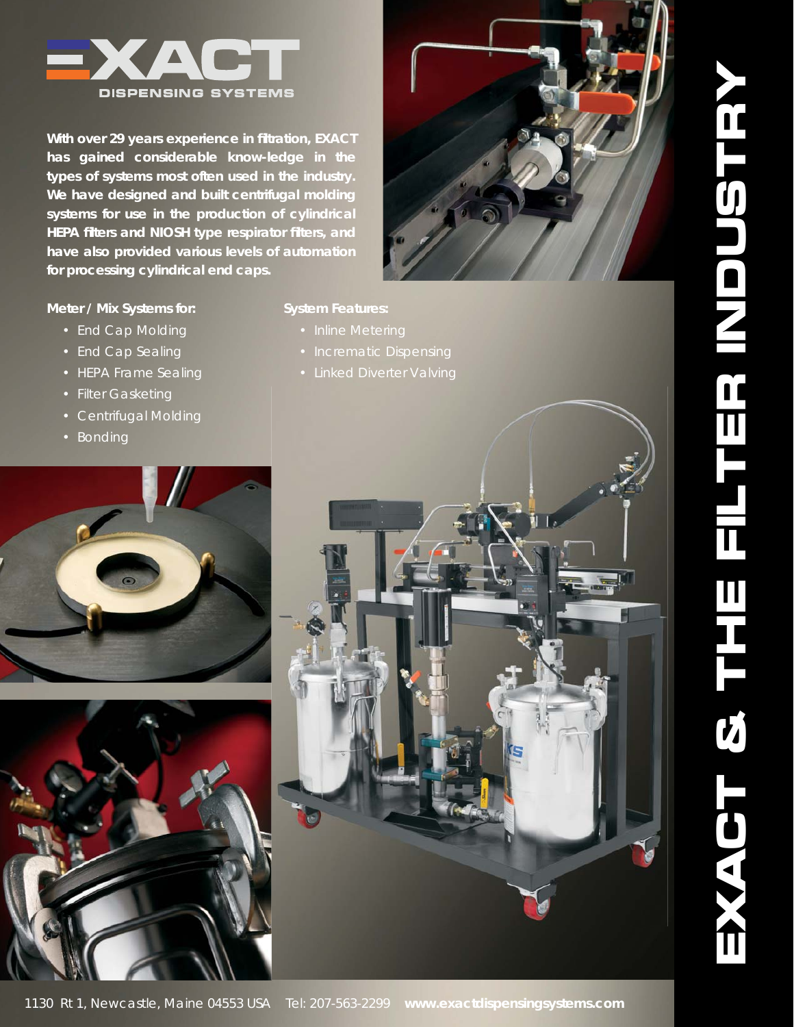# EXACT

DISPENSING SYSTEMS

# EXACT & THE FILTER INDUSTRY

**With over 29 years experience in filtration, EXACT has gained considerable know-ledge in the types of systems most often used in the industry. We have designed and built centrifugal molding systems for use in the production of cylindrical HEPA filters and NIOSH type respirator filters, and have also provided various levels of automation for processing cylindrical end caps.**

**Meter / Mix Systems for:**

- End Cap Molding
- End Cap Sealing
- HEPA Frame Sealing
- Filter Gasketing
- Centrifugal Molding
- Bonding

**System Features:**

- Inline Metering
- Incrematic Dispensing
- Linked Diverter Valving

1130 Rt 1, Newcastle, Maine 04553 USA Tel: 207-563-2299 **www.exactdispensingsystems.com**